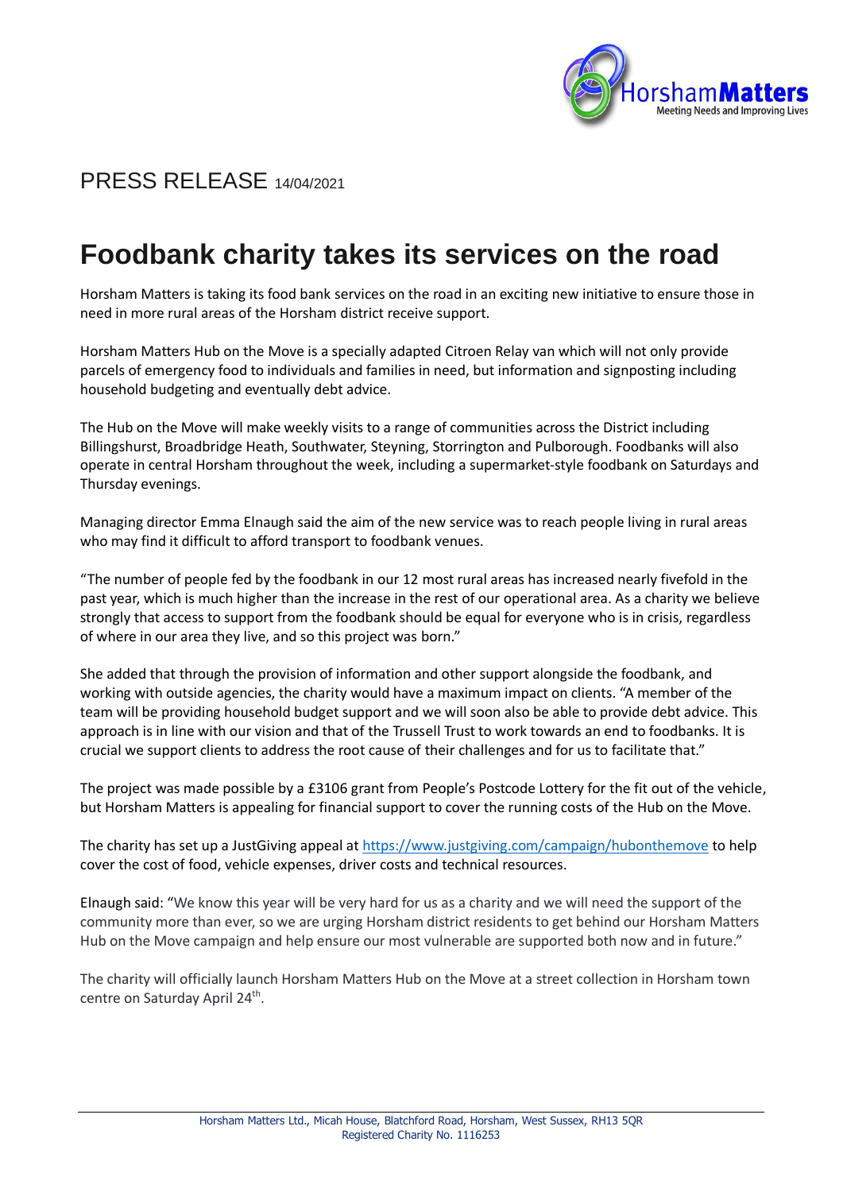HorshamMatters
Meeting Needs and Improving Lives

PRESS RELEASE 14/04/2021

# Foodbank charity takes its services on the road

Horsham Matters is taking its food bank services on the road in an exciting new initiative to ensure those in need in more rural areas of the Horsham district receive support.

Horsham Matters Hub on the Move is a specially adapted Citroen Relay van which will not only provide parcels of emergency food to individuals and families in need, but information and signposting including household budgeting and eventually debt advice.

The Hub on the Move will make weekly visits to a range of communities across the District including Billingshurst, Broadbridge Heath, Southwater, Steyning, Storrington and Pulborough. Foodbanks will also operate in central Horsham throughout the week, including a supermarket-style foodbank on Saturdays and Thursday evenings.

Managing director Emma Elnaugh said the aim of the new service was to reach people living in rural areas who may find it difficult to afford transport to foodbank venues.

"The number of people fed by the foodbank in our 12 most rural areas has increased nearly fivefold in the past year, which is much higher than the increase in the rest of our operational area. As a charity we believe strongly that access to support from the foodbank should be equal for everyone who is in crisis, regardless of where in our area they live, and so this project was born."

She added that through the provision of information and other support alongside the foodbank, and working with outside agencies, the charity would have a maximum impact on clients. "A member of the team will be providing household budget support and we will soon also be able to provide debt advice. This approach is in line with our vision and that of the Trussell Trust to work towards an end to foodbanks. It is crucial we support clients to address the root cause of their challenges and for us to facilitate that."

The project was made possible by a £3106 grant from People's Postcode Lottery for the fit out of the vehicle, but Horsham Matters is appealing for financial support to cover the running costs of the Hub on the Move.

The charity has set up a JustGiving appeal at https://www.justgiving.com/campaign/hubonthemove to help cover the cost of food, vehicle expenses, driver costs and technical resources.

Elnaugh said: "We know this year will be very hard for us as a charity and we will need the support of the community more than ever, so we are urging Horsham district residents to get behind our Horsham Matters Hub on the Move campaign and help ensure our most vulnerable are supported both now and in future."

The charity will officially launch Horsham Matters Hub on the Move at a street collection in Horsham town centre on Saturday April 24th.

Horsham Matters Ltd., Micah House, Blatchford Road, Horsham, West Sussex, RH13 5QR
Registered Charity No. 1116253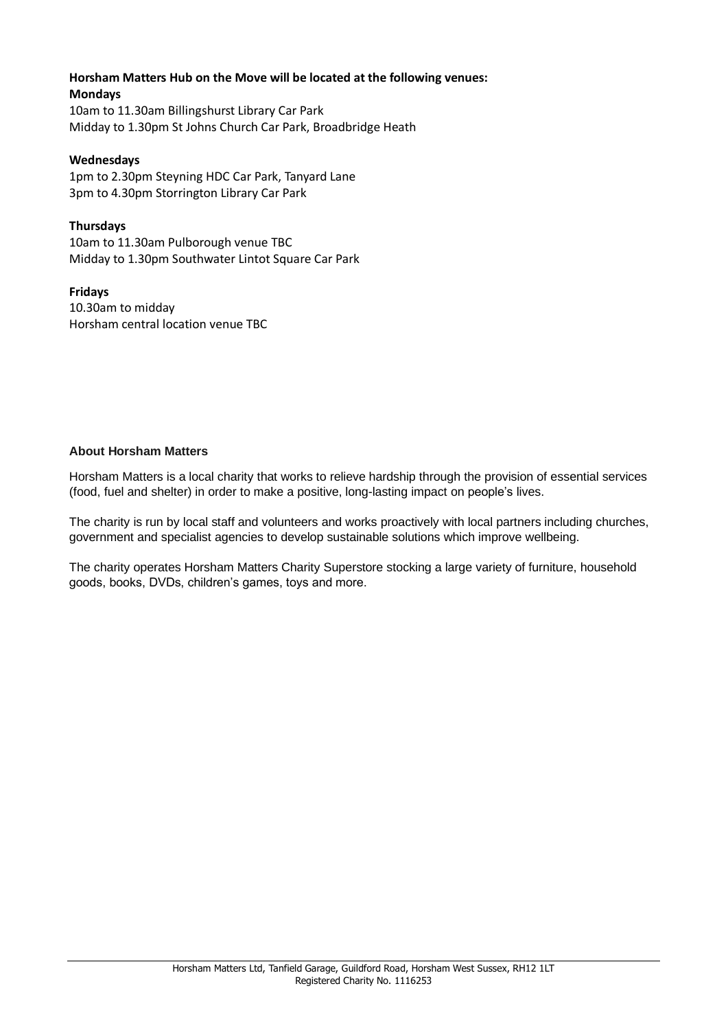**Horsham Matters Hub on the Move will be located at the following venues:**

**Mondays**

10am to 11.30am Billingshurst Library Car Park
Midday to 1.30pm St Johns Church Car Park, Broadbridge Heath

**Wednesdays**

1pm to 2.30pm Steyning HDC Car Park, Tanyard Lane
3pm to 4.30pm Storrington Library Car Park

**Thursdays**

10am to 11.30am Pulborough venue TBC
Midday to 1.30pm Southwater Lintot Square Car Park

**Fridays**

10.30am to midday
Horsham central location venue TBC

**About Horsham Matters**

Horsham Matters is a local charity that works to relieve hardship through the provision of essential services (food, fuel and shelter) in order to make a positive, long-lasting impact on people's lives.

The charity is run by local staff and volunteers and works proactively with local partners including churches, government and specialist agencies to develop sustainable solutions which improve wellbeing.

The charity operates Horsham Matters Charity Superstore stocking a large variety of furniture, household goods, books, DVDs, children's games, toys and more.

Horsham Matters Ltd, Tanfield Garage, Guildford Road, Horsham West Sussex, RH12 1LT
Registered Charity No. 1116253